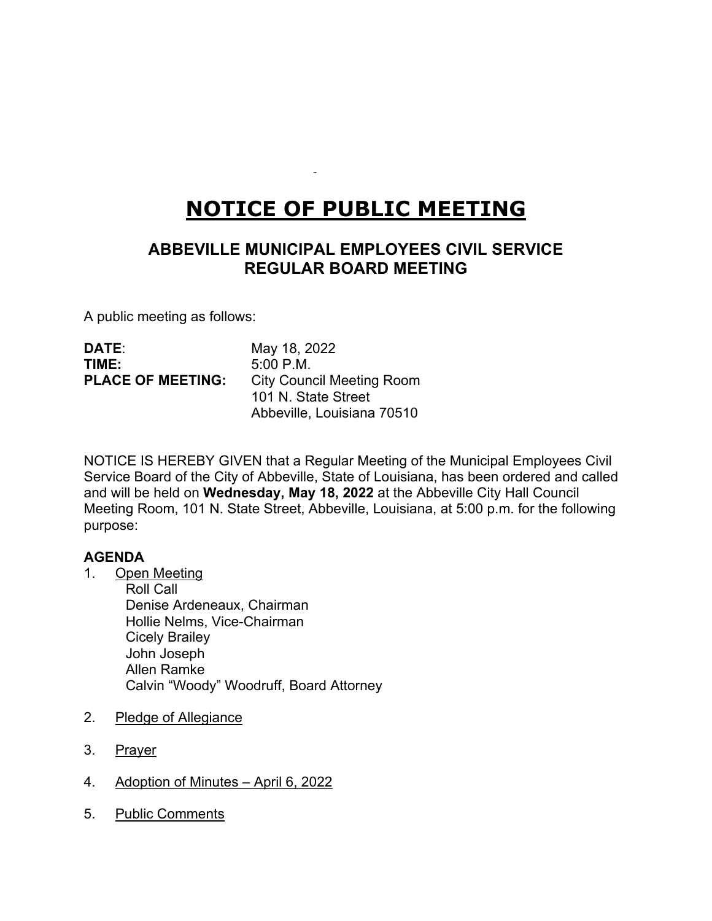# NOTICE OF PUBLIC MEETING

## ABBEVILLE MUNICIPAL EMPLOYEES CIVIL SERVICE REGULAR BOARD MEETING

A public meeting as follows:

**DATE**: May 18, 2022
**TIME:** 5:00 P.M.
**PLACE OF MEETING:** City Council Meeting Room
101 N. State Street
Abbeville, Louisiana 70510

NOTICE IS HEREBY GIVEN that a Regular Meeting of the Municipal Employees Civil Service Board of the City of Abbeville, State of Louisiana, has been ordered and called and will be held on **Wednesday, May 18, 2022** at the Abbeville City Hall Council Meeting Room, 101 N. State Street, Abbeville, Louisiana, at 5:00 p.m. for the following purpose:

**AGENDA**

1. Open Meeting
   Roll Call
   Denise Ardeneaux, Chairman
   Hollie Nelms, Vice-Chairman
   Cicely Brailey
   John Joseph
   Allen Ramke
   Calvin "Woody" Woodruff, Board Attorney

2. Pledge of Allegiance

3. Prayer

4. Adoption of Minutes – April 6, 2022

5. Public Comments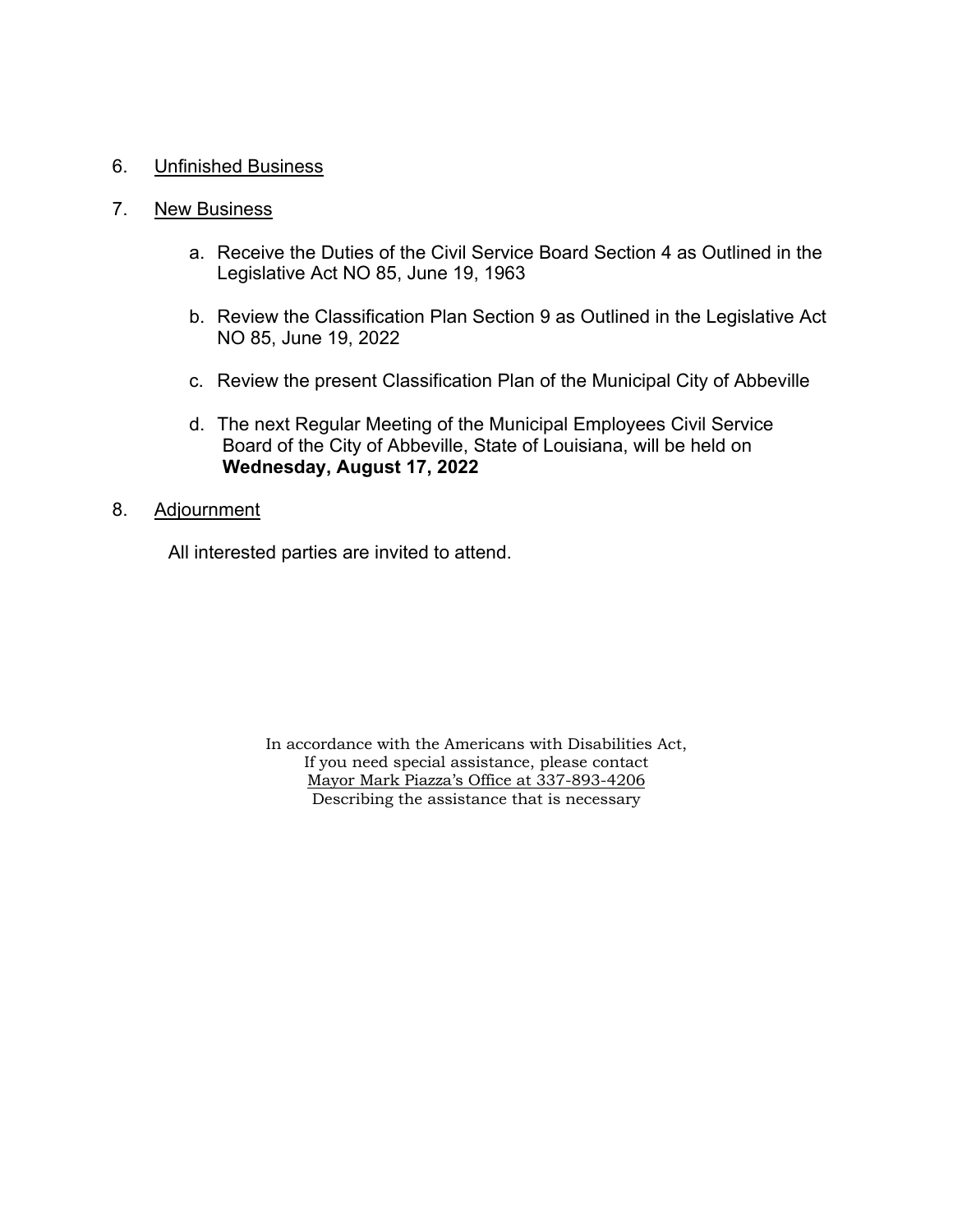6. Unfinished Business

7. New Business

    a. Receive the Duties of the Civil Service Board Section 4 as Outlined in the Legislative Act NO 85, June 19, 1963

    b. Review the Classification Plan Section 9 as Outlined in the Legislative Act NO 85, June 19, 2022

    c. Review the present Classification Plan of the Municipal City of Abbeville

    d. The next Regular Meeting of the Municipal Employees Civil Service Board of the City of Abbeville, State of Louisiana, will be held on **Wednesday, August 17, 2022**

8. Adjournment

All interested parties are invited to attend.

In accordance with the Americans with Disabilities Act,
If you need special assistance, please contact
Mayor Mark Piazza's Office at 337-893-4206
Describing the assistance that is necessary